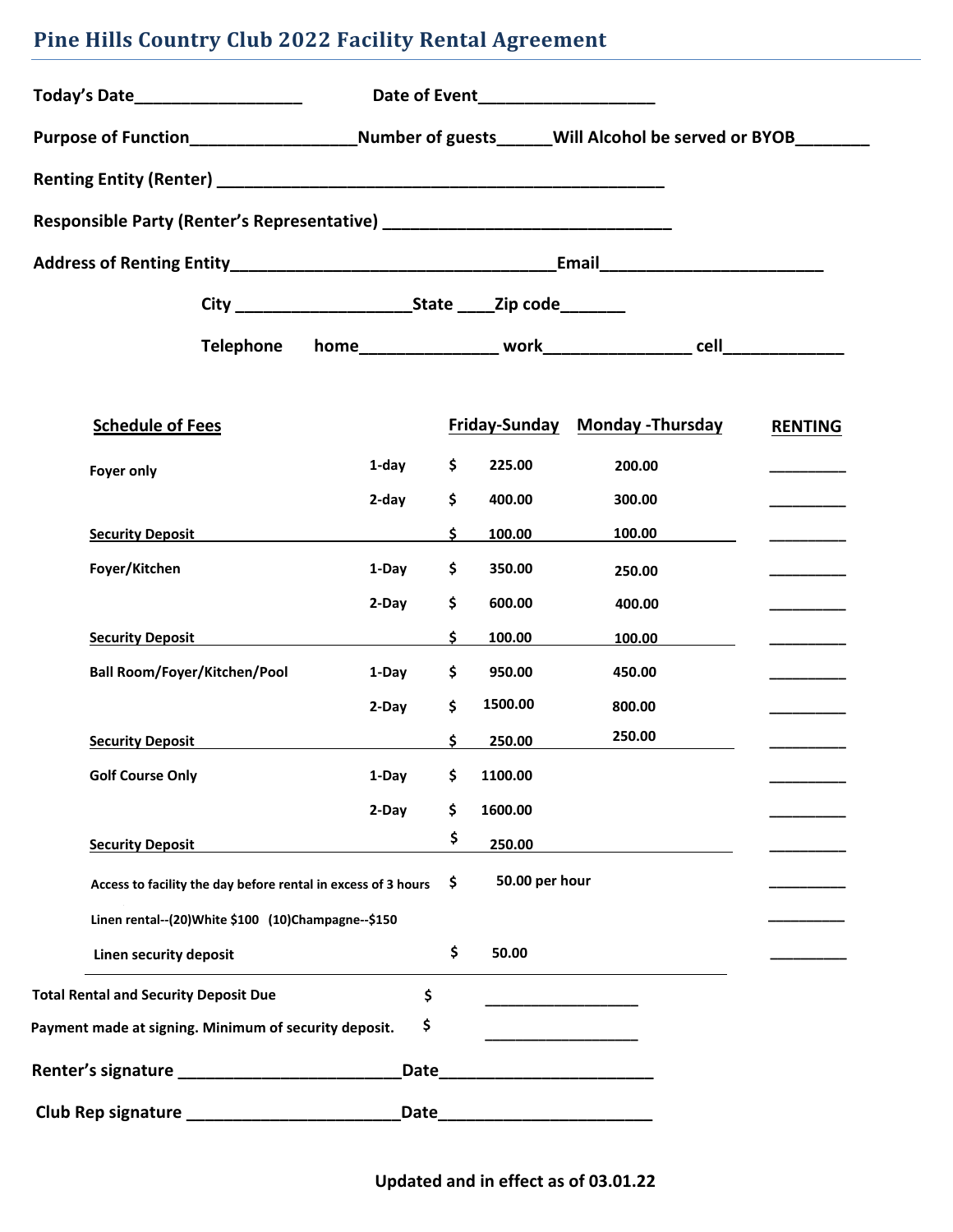# Pine Hills Country Club 2022 Facility Rental Agreement

**Today's Date__________________ Date of Event__________________**

**Purpose of Function_________________Number of guests______Will Alcohol be served or BYOB________**

**Renting Entity (Renter) ________________________________________________**

**Responsible Party (Renter's Representative) ______________________________**

**Address of Renting Entity__________________________________Email______________________**

**City __________________State ____Zip code_______**

**Telephone home______________ work_______________ cell____________**

| Schedule of Fees | | Friday-Sunday | Monday -Thursday | RENTING |
|---|---|---|---|---|
| Foyer only | 1-day | $ 225.00 | 200.00 | _________ |
| | 2-day | $ 400.00 | 300.00 | _________ |
| Security Deposit | | $ 100.00 | 100.00 | _________ |
| Foyer/Kitchen | 1-Day | $ 350.00 | 250.00 | _________ |
| | 2-Day | $ 600.00 | 400.00 | _________ |
| Security Deposit | | $ 100.00 | 100.00 | _________ |
| Ball Room/Foyer/Kitchen/Pool | 1-Day | $ 950.00 | 450.00 | _________ |
| | 2-Day | $ 1500.00 | 800.00 | _________ |
| Security Deposit | | $ 250.00 | 250.00 | _________ |
| Golf Course Only | 1-Day | $ 1100.00 | | _________ |
| | 2-Day | $ 1600.00 | | _________ |
| Security Deposit | | $ 250.00 | | _________ |
| Access to facility the day before rental in excess of 3 hours | | $ 50.00 per hour | | _________ |
| Linen rental--(20)White $100 (10)Champagne--$150 | | | | _________ |
| Linen security deposit | | $ 50.00 | | _________ |

**Total Rental and Security Deposit Due** $ _________________

**Payment made at signing. Minimum of security deposit.** $ _________________

**Renter's signature _______________________Date______________________**

**Club Rep signature _______________________Date______________________**

**Updated and in effect as of 03.01.22**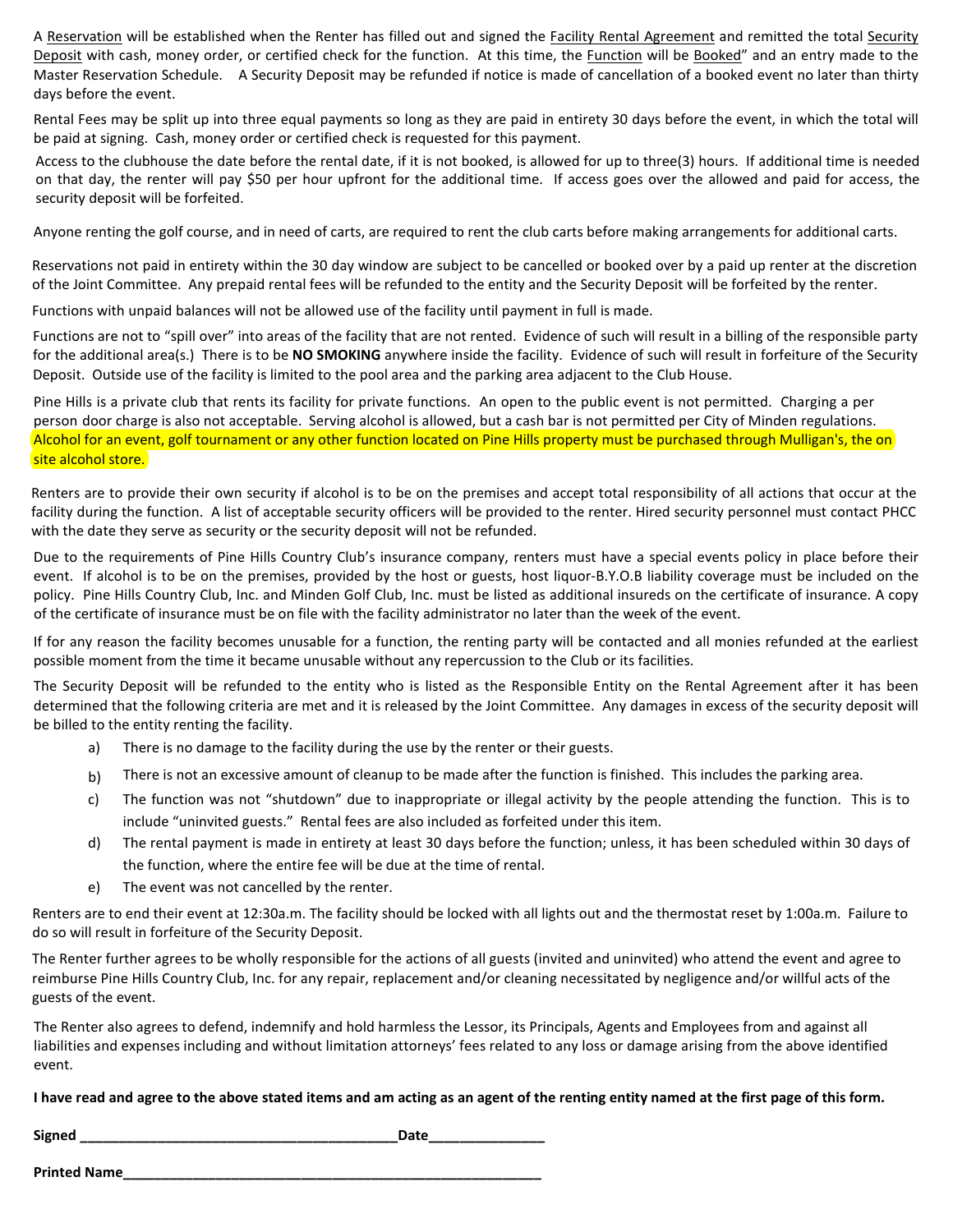A Reservation will be established when the Renter has filled out and signed the Facility Rental Agreement and remitted the total Security Deposit with cash, money order, or certified check for the function. At this time, the Function will be Booked" and an entry made to the Master Reservation Schedule. A Security Deposit may be refunded if notice is made of cancellation of a booked event no later than thirty days before the event.

Rental Fees may be split up into three equal payments so long as they are paid in entirety 30 days before the event, in which the total will be paid at signing. Cash, money order or certified check is requested for this payment.

Access to the clubhouse the date before the rental date, if it is not booked, is allowed for up to three(3) hours. If additional time is needed on that day, the renter will pay $50 per hour upfront for the additional time. If access goes over the allowed and paid for access, the security deposit will be forfeited.

Anyone renting the golf course, and in need of carts, are required to rent the club carts before making arrangements for additional carts.

Reservations not paid in entirety within the 30 day window are subject to be cancelled or booked over by a paid up renter at the discretion of the Joint Committee. Any prepaid rental fees will be refunded to the entity and the Security Deposit will be forfeited by the renter.

Functions with unpaid balances will not be allowed use of the facility until payment in full is made.

Functions are not to "spill over" into areas of the facility that are not rented. Evidence of such will result in a billing of the responsible party for the additional area(s.) There is to be **NO SMOKING** anywhere inside the facility. Evidence of such will result in forfeiture of the Security Deposit. Outside use of the facility is limited to the pool area and the parking area adjacent to the Club House.

Pine Hills is a private club that rents its facility for private functions. An open to the public event is not permitted. Charging a per person door charge is also not acceptable. Serving alcohol is allowed, but a cash bar is not permitted per City of Minden regulations. Alcohol for an event, golf tournament or any other function located on Pine Hills property must be purchased through Mulligan's, the on site alcohol store.

Renters are to provide their own security if alcohol is to be on the premises and accept total responsibility of all actions that occur at the facility during the function. A list of acceptable security officers will be provided to the renter. Hired security personnel must contact PHCC with the date they serve as security or the security deposit will not be refunded.

Due to the requirements of Pine Hills Country Club's insurance company, renters must have a special events policy in place before their event. If alcohol is to be on the premises, provided by the host or guests, host liquor-B.Y.O.B liability coverage must be included on the policy. Pine Hills Country Club, Inc. and Minden Golf Club, Inc. must be listed as additional insureds on the certificate of insurance. A copy of the certificate of insurance must be on file with the facility administrator no later than the week of the event.

If for any reason the facility becomes unusable for a function, the renting party will be contacted and all monies refunded at the earliest possible moment from the time it became unusable without any repercussion to the Club or its facilities.

The Security Deposit will be refunded to the entity who is listed as the Responsible Entity on the Rental Agreement after it has been determined that the following criteria are met and it is released by the Joint Committee. Any damages in excess of the security deposit will be billed to the entity renting the facility.

a) There is no damage to the facility during the use by the renter or their guests.

b) There is not an excessive amount of cleanup to be made after the function is finished. This includes the parking area.

c) The function was not "shutdown" due to inappropriate or illegal activity by the people attending the function. This is to include "uninvited guests." Rental fees are also included as forfeited under this item.

d) The rental payment is made in entirety at least 30 days before the function; unless, it has been scheduled within 30 days of the function, where the entire fee will be due at the time of rental.

e) The event was not cancelled by the renter.

Renters are to end their event at 12:30a.m. The facility should be locked with all lights out and the thermostat reset by 1:00a.m. Failure to do so will result in forfeiture of the Security Deposit.

The Renter further agrees to be wholly responsible for the actions of all guests (invited and uninvited) who attend the event and agree to reimburse Pine Hills Country Club, Inc. for any repair, replacement and/or cleaning necessitated by negligence and/or willful acts of the guests of the event.

The Renter also agrees to defend, indemnify and hold harmless the Lessor, its Principals, Agents and Employees from and against all liabilities and expenses including and without limitation attorneys' fees related to any loss or damage arising from the above identified event.

**I have read and agree to the above stated items and am acting as an agent of the renting entity named at the first page of this form.**

**Signed** ________________________________________ **Date** _______________

**Printed Name** ______________________________________________________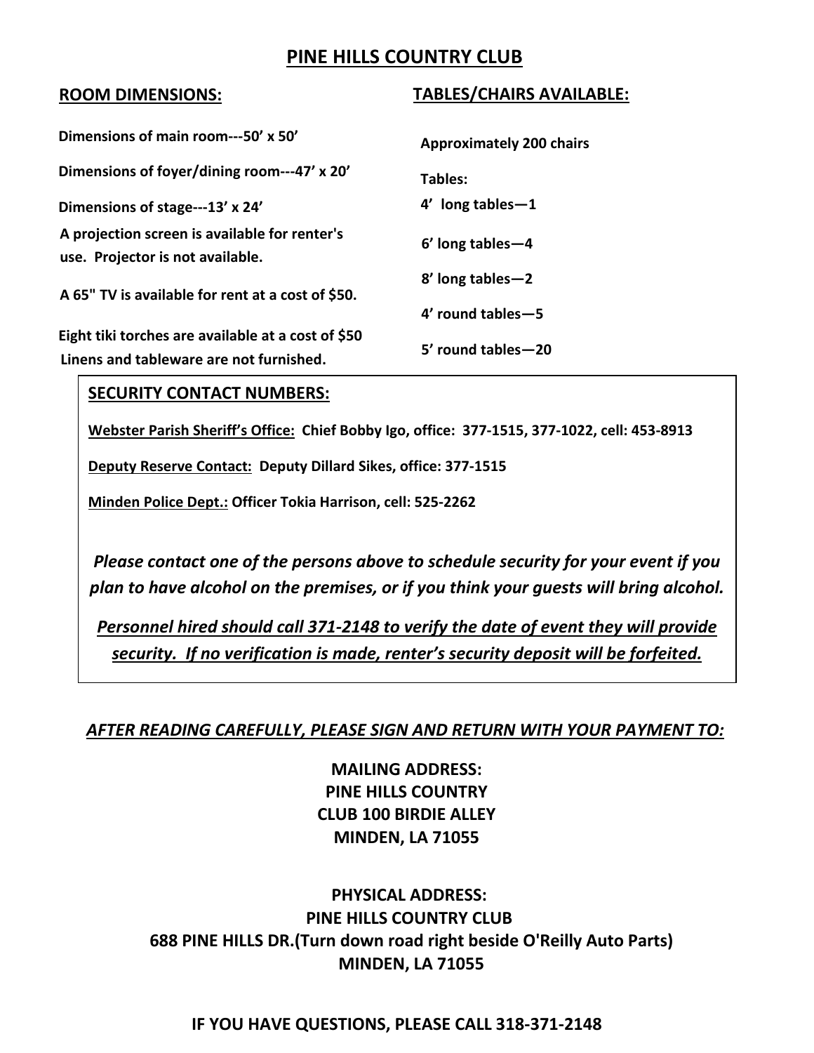# PINE HILLS COUNTRY CLUB

## ROOM DIMENSIONS:

**Dimensions of main room---50' x 50'**

**Dimensions of foyer/dining room---47' x 20'**

**Dimensions of stage---13' x 24'**

**A projection screen is available for renter's use. Projector is not available.**

**A 65" TV is available for rent at a cost of $50.**

**Eight tiki torches are available at a cost of $50**

**Linens and tableware are not furnished.**

## TABLES/CHAIRS AVAILABLE:

**Approximately 200 chairs**

**Tables:**

**4' long tables—1**

**6' long tables—4**

**8' long tables—2**

**4' round tables—5**

**5' round tables—20**

## SECURITY CONTACT NUMBERS:

**Webster Parish Sheriff's Office: Chief Bobby Igo, office: 377-1515, 377-1022, cell: 453-8913**

**Deputy Reserve Contact: Deputy Dillard Sikes, office: 377-1515**

**Minden Police Dept.: Officer Tokia Harrison, cell: 525-2262**

***Please contact one of the persons above to schedule security for your event if you plan to have alcohol on the premises, or if you think your guests will bring alcohol.***

***Personnel hired should call 371-2148 to verify the date of event they will provide security. If no verification is made, renter's security deposit will be forfeited.***

***AFTER READING CAREFULLY, PLEASE SIGN AND RETURN WITH YOUR PAYMENT TO:***

**MAILING ADDRESS:**
**PINE HILLS COUNTRY**
**CLUB 100 BIRDIE ALLEY**
**MINDEN, LA 71055**

**PHYSICAL ADDRESS:**
**PINE HILLS COUNTRY CLUB**
**688 PINE HILLS DR.(Turn down road right beside O'Reilly Auto Parts)**
**MINDEN, LA 71055**

**IF YOU HAVE QUESTIONS, PLEASE CALL 318-371-2148**